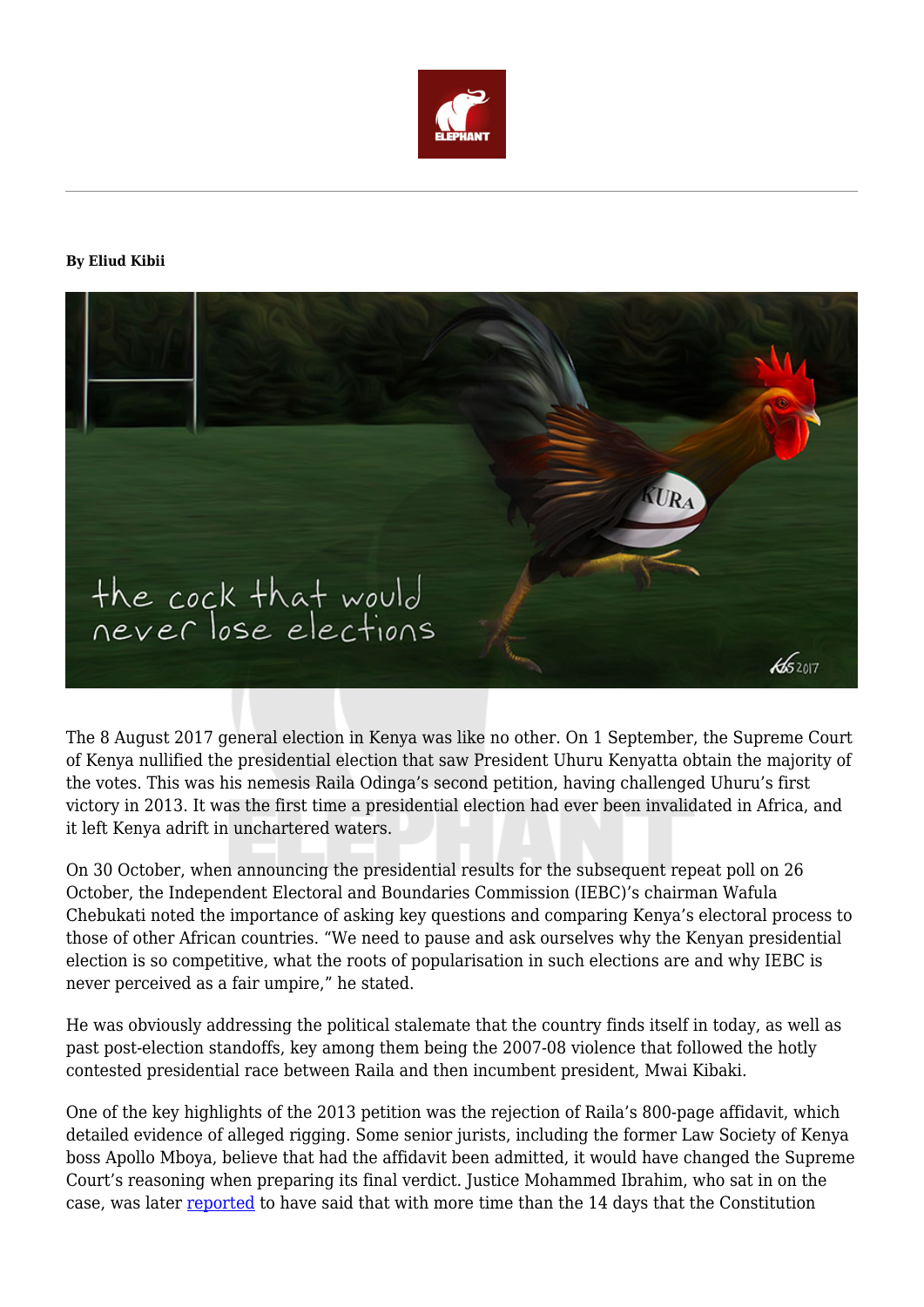**By Eliud Kibii**

The 8 August 2017 general election in Kenya was like no other. On 1 September, the Supreme Court of Kenya nullified the presidential election that saw President Uhuru Kenyatta obtain the majority of the votes. This was his nemesis Raila Odinga's second petition, having challenged Uhuru's first victory in 2013. It was the first time a presidential election had ever been invalidated in Africa, and it left Kenya adrift in unchartered waters.

On 30 October, when announcing the presidential results for the subsequent repeat poll on 26 October, the Independent Electoral and Boundaries Commission (IEBC)'s chairman Wafula Chebukati noted the importance of asking key questions and comparing Kenya's electoral process to those of other African countries. "We need to pause and ask ourselves why the Kenyan presidential election is so competitive, what the roots of popularisation in such elections are and why IEBC is never perceived as a fair umpire," he stated.

He was obviously addressing the political stalemate that the country finds itself in today, as well as past post-election standoffs, key among them being the 2007-08 violence that followed the hotly contested presidential race between Raila and then incumbent president, Mwai Kibaki.

One of the key highlights of the 2013 petition was the rejection of Raila's 800-page affidavit, which detailed evidence of alleged rigging. Some senior jurists, including the former Law Society of Kenya boss Apollo Mboya, believe that had the affidavit been admitted, it would have changed the Supreme Court's reasoning when preparing its final verdict. Justice Mohammed Ibrahim, who sat in on the case, was later reported to have said that with more time than the 14 days that the Constitution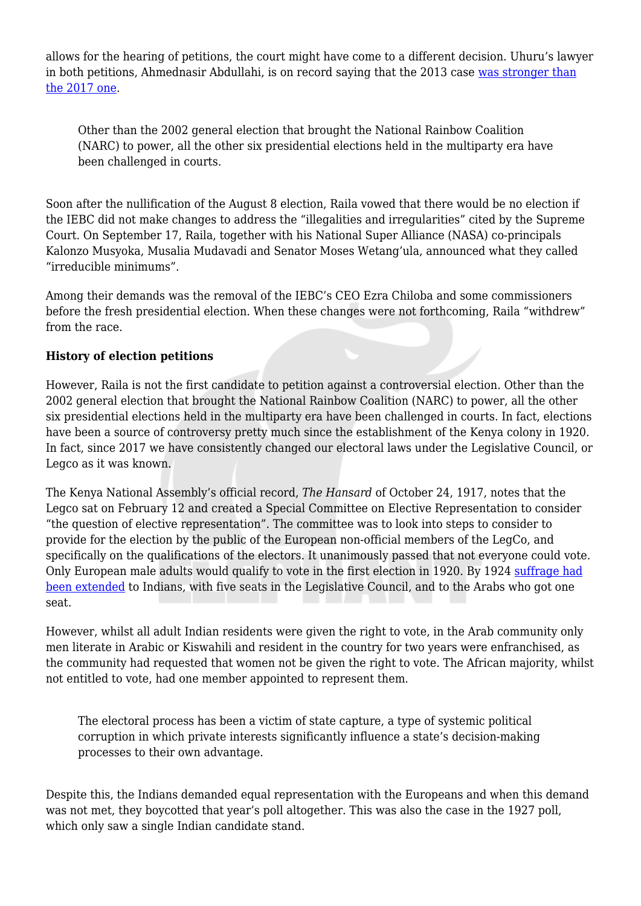allows for the hearing of petitions, the court might have come to a different decision. Uhuru's lawyer in both petitions, Ahmednasir Abdullahi, is on record saying that the 2013 case [was stronger than the 2017 one](#).

> Other than the 2002 general election that brought the National Rainbow Coalition (NARC) to power, all the other six presidential elections held in the multiparty era have been challenged in courts.

Soon after the nullification of the August 8 election, Raila vowed that there would be no election if the IEBC did not make changes to address the "illegalities and irregularities" cited by the Supreme Court. On September 17, Raila, together with his National Super Alliance (NASA) co-principals Kalonzo Musyoka, Musalia Mudavadi and Senator Moses Wetang'ula, announced what they called "irreducible minimums".

Among their demands was the removal of the IEBC's CEO Ezra Chiloba and some commissioners before the fresh presidential election. When these changes were not forthcoming, Raila "withdrew" from the race.

**History of election petitions**

However, Raila is not the first candidate to petition against a controversial election. Other than the 2002 general election that brought the National Rainbow Coalition (NARC) to power, all the other six presidential elections held in the multiparty era have been challenged in courts. In fact, elections have been a source of controversy pretty much since the establishment of the Kenya colony in 1920. In fact, since 2017 we have consistently changed our electoral laws under the Legislative Council, or Legco as it was known.

The Kenya National Assembly's official record, *The Hansard* of October 24, 1917, notes that the Legco sat on February 12 and created a Special Committee on Elective Representation to consider "the question of elective representation". The committee was to look into steps to consider to provide for the election by the public of the European non-official members of the LegCo, and specifically on the qualifications of the electors. It unanimously passed that not everyone could vote. Only European male adults would qualify to vote in the first election in 1920. By 1924 [suffrage had been extended](#) to Indians, with five seats in the Legislative Council, and to the Arabs who got one seat.

However, whilst all adult Indian residents were given the right to vote, in the Arab community only men literate in Arabic or Kiswahili and resident in the country for two years were enfranchised, as the community had requested that women not be given the right to vote. The African majority, whilst not entitled to vote, had one member appointed to represent them.

> The electoral process has been a victim of state capture, a type of systemic political corruption in which private interests significantly influence a state's decision-making processes to their own advantage.

Despite this, the Indians demanded equal representation with the Europeans and when this demand was not met, they boycotted that year's poll altogether. This was also the case in the 1927 poll, which only saw a single Indian candidate stand.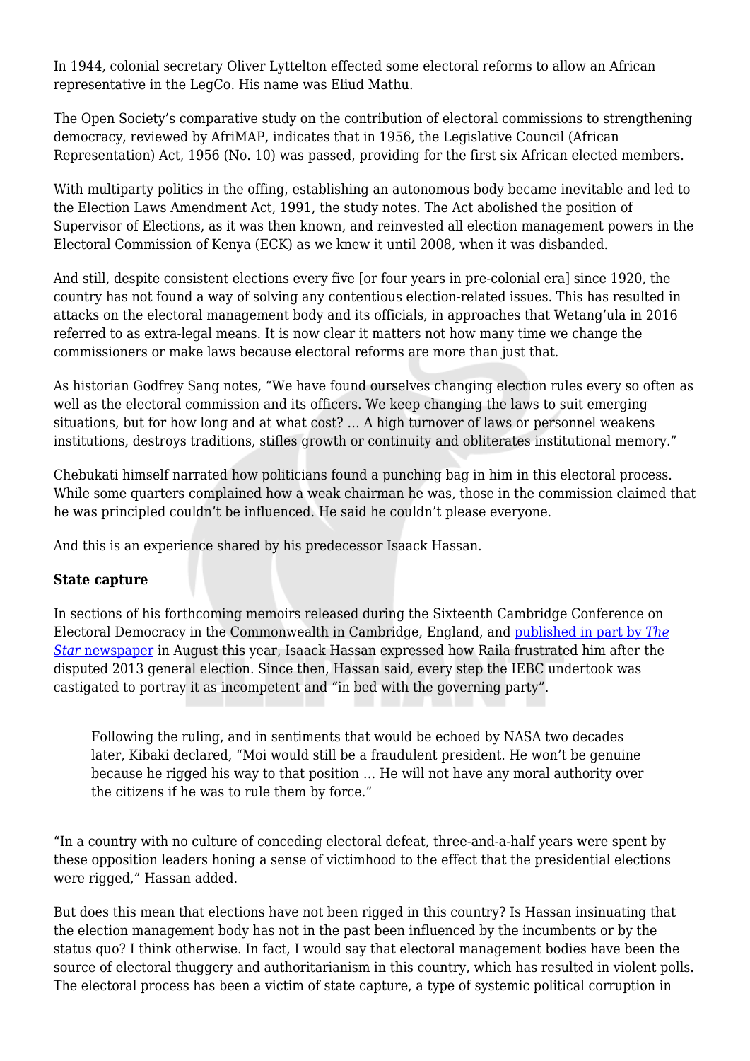In 1944, colonial secretary Oliver Lyttelton effected some electoral reforms to allow an African representative in the LegCo. His name was Eliud Mathu.

The Open Society's comparative study on the contribution of electoral commissions to strengthening democracy, reviewed by AfriMAP, indicates that in 1956, the Legislative Council (African Representation) Act, 1956 (No. 10) was passed, providing for the first six African elected members.

With multiparty politics in the offing, establishing an autonomous body became inevitable and led to the Election Laws Amendment Act, 1991, the study notes. The Act abolished the position of Supervisor of Elections, as it was then known, and reinvested all election management powers in the Electoral Commission of Kenya (ECK) as we knew it until 2008, when it was disbanded.

And still, despite consistent elections every five [or four years in pre-colonial era] since 1920, the country has not found a way of solving any contentious election-related issues. This has resulted in attacks on the electoral management body and its officials, in approaches that Wetang'ula in 2016 referred to as extra-legal means. It is now clear it matters not how many time we change the commissioners or make laws because electoral reforms are more than just that.

As historian Godfrey Sang notes, "We have found ourselves changing election rules every so often as well as the electoral commission and its officers. We keep changing the laws to suit emerging situations, but for how long and at what cost? … A high turnover of laws or personnel weakens institutions, destroys traditions, stifles growth or continuity and obliterates institutional memory."

Chebukati himself narrated how politicians found a punching bag in him in this electoral process. While some quarters complained how a weak chairman he was, those in the commission claimed that he was principled couldn't be influenced. He said he couldn't please everyone.

And this is an experience shared by his predecessor Isaack Hassan.

**State capture**

In sections of his forthcoming memoirs released during the Sixteenth Cambridge Conference on Electoral Democracy in the Commonwealth in Cambridge, England, and [published in part by *The Star* newspaper]() in August this year, Isaack Hassan expressed how Raila frustrated him after the disputed 2013 general election. Since then, Hassan said, every step the IEBC undertook was castigated to portray it as incompetent and "in bed with the governing party".

> Following the ruling, and in sentiments that would be echoed by NASA two decades later, Kibaki declared, "Moi would still be a fraudulent president. He won't be genuine because he rigged his way to that position … He will not have any moral authority over the citizens if he was to rule them by force."

"In a country with no culture of conceding electoral defeat, three-and-a-half years were spent by these opposition leaders honing a sense of victimhood to the effect that the presidential elections were rigged," Hassan added.

But does this mean that elections have not been rigged in this country? Is Hassan insinuating that the election management body has not in the past been influenced by the incumbents or by the status quo? I think otherwise. In fact, I would say that electoral management bodies have been the source of electoral thuggery and authoritarianism in this country, which has resulted in violent polls. The electoral process has been a victim of state capture, a type of systemic political corruption in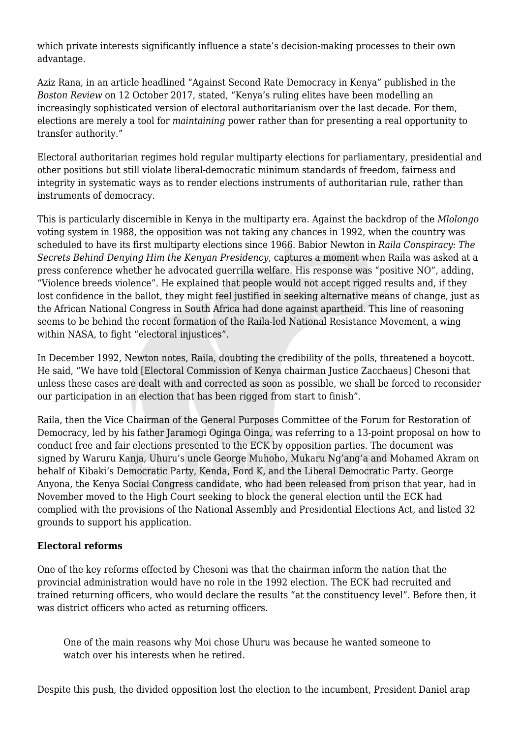which private interests significantly influence a state's decision-making processes to their own advantage.

Aziz Rana, in an article headlined "Against Second Rate Democracy in Kenya" published in the *Boston Review* on 12 October 2017, stated, "Kenya's ruling elites have been modelling an increasingly sophisticated version of electoral authoritarianism over the last decade. For them, elections are merely a tool for *maintaining* power rather than for presenting a real opportunity to transfer authority."

Electoral authoritarian regimes hold regular multiparty elections for parliamentary, presidential and other positions but still violate liberal-democratic minimum standards of freedom, fairness and integrity in systematic ways as to render elections instruments of authoritarian rule, rather than instruments of democracy.

This is particularly discernible in Kenya in the multiparty era. Against the backdrop of the *Mlolongo* voting system in 1988, the opposition was not taking any chances in 1992, when the country was scheduled to have its first multiparty elections since 1966. Babior Newton in *Raila Conspiracy: The Secrets Behind Denying Him the Kenyan Presidency*, captures a moment when Raila was asked at a press conference whether he advocated guerrilla welfare. His response was "positive NO", adding, "Violence breeds violence". He explained that people would not accept rigged results and, if they lost confidence in the ballot, they might feel justified in seeking alternative means of change, just as the African National Congress in South Africa had done against apartheid. This line of reasoning seems to be behind the recent formation of the Raila-led National Resistance Movement, a wing within NASA, to fight "electoral injustices".

In December 1992, Newton notes, Raila, doubting the credibility of the polls, threatened a boycott. He said, "We have told [Electoral Commission of Kenya chairman Justice Zacchaeus] Chesoni that unless these cases are dealt with and corrected as soon as possible, we shall be forced to reconsider our participation in an election that has been rigged from start to finish".

Raila, then the Vice Chairman of the General Purposes Committee of the Forum for Restoration of Democracy, led by his father Jaramogi Oginga Oinga, was referring to a 13-point proposal on how to conduct free and fair elections presented to the ECK by opposition parties. The document was signed by Waruru Kanja, Uhuru's uncle George Muhoho, Mukaru Ng'ang'a and Mohamed Akram on behalf of Kibaki's Democratic Party, Kenda, Ford K, and the Liberal Democratic Party. George Anyona, the Kenya Social Congress candidate, who had been released from prison that year, had in November moved to the High Court seeking to block the general election until the ECK had complied with the provisions of the National Assembly and Presidential Elections Act, and listed 32 grounds to support his application.

**Electoral reforms**

One of the key reforms effected by Chesoni was that the chairman inform the nation that the provincial administration would have no role in the 1992 election. The ECK had recruited and trained returning officers, who would declare the results "at the constituency level". Before then, it was district officers who acted as returning officers.

> One of the main reasons why Moi chose Uhuru was because he wanted someone to watch over his interests when he retired.

Despite this push, the divided opposition lost the election to the incumbent, President Daniel arap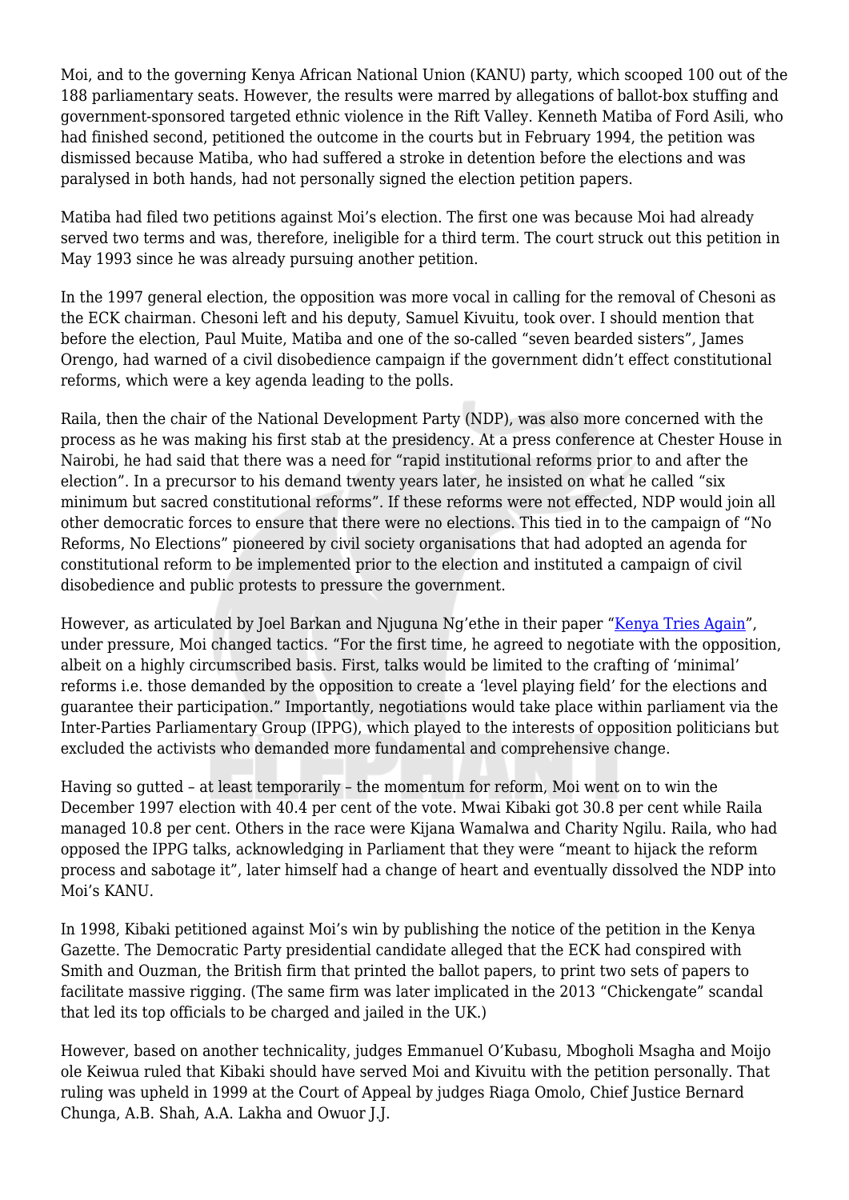Moi, and to the governing Kenya African National Union (KANU) party, which scooped 100 out of the 188 parliamentary seats. However, the results were marred by allegations of ballot-box stuffing and government-sponsored targeted ethnic violence in the Rift Valley. Kenneth Matiba of Ford Asili, who had finished second, petitioned the outcome in the courts but in February 1994, the petition was dismissed because Matiba, who had suffered a stroke in detention before the elections and was paralysed in both hands, had not personally signed the election petition papers.

Matiba had filed two petitions against Moi's election. The first one was because Moi had already served two terms and was, therefore, ineligible for a third term. The court struck out this petition in May 1993 since he was already pursuing another petition.

In the 1997 general election, the opposition was more vocal in calling for the removal of Chesoni as the ECK chairman. Chesoni left and his deputy, Samuel Kivuitu, took over. I should mention that before the election, Paul Muite, Matiba and one of the so-called "seven bearded sisters", James Orengo, had warned of a civil disobedience campaign if the government didn't effect constitutional reforms, which were a key agenda leading to the polls.

Raila, then the chair of the National Development Party (NDP), was also more concerned with the process as he was making his first stab at the presidency. At a press conference at Chester House in Nairobi, he had said that there was a need for "rapid institutional reforms prior to and after the election". In a precursor to his demand twenty years later, he insisted on what he called "six minimum but sacred constitutional reforms". If these reforms were not effected, NDP would join all other democratic forces to ensure that there were no elections. This tied in to the campaign of "No Reforms, No Elections" pioneered by civil society organisations that had adopted an agenda for constitutional reform to be implemented prior to the election and instituted a campaign of civil disobedience and public protests to pressure the government.

However, as articulated by Joel Barkan and Njuguna Ng'ethe in their paper "Kenya Tries Again", under pressure, Moi changed tactics. "For the first time, he agreed to negotiate with the opposition, albeit on a highly circumscribed basis. First, talks would be limited to the crafting of 'minimal' reforms i.e. those demanded by the opposition to create a 'level playing field' for the elections and guarantee their participation." Importantly, negotiations would take place within parliament via the Inter-Parties Parliamentary Group (IPPG), which played to the interests of opposition politicians but excluded the activists who demanded more fundamental and comprehensive change.

Having so gutted – at least temporarily – the momentum for reform, Moi went on to win the December 1997 election with 40.4 per cent of the vote. Mwai Kibaki got 30.8 per cent while Raila managed 10.8 per cent. Others in the race were Kijana Wamalwa and Charity Ngilu. Raila, who had opposed the IPPG talks, acknowledging in Parliament that they were "meant to hijack the reform process and sabotage it", later himself had a change of heart and eventually dissolved the NDP into Moi's KANU.

In 1998, Kibaki petitioned against Moi's win by publishing the notice of the petition in the Kenya Gazette. The Democratic Party presidential candidate alleged that the ECK had conspired with Smith and Ouzman, the British firm that printed the ballot papers, to print two sets of papers to facilitate massive rigging. (The same firm was later implicated in the 2013 "Chickengate" scandal that led its top officials to be charged and jailed in the UK.)

However, based on another technicality, judges Emmanuel O'Kubasu, Mbogholi Msagha and Moijo ole Keiwua ruled that Kibaki should have served Moi and Kivuitu with the petition personally. That ruling was upheld in 1999 at the Court of Appeal by judges Riaga Omolo, Chief Justice Bernard Chunga, A.B. Shah, A.A. Lakha and Owuor J.J.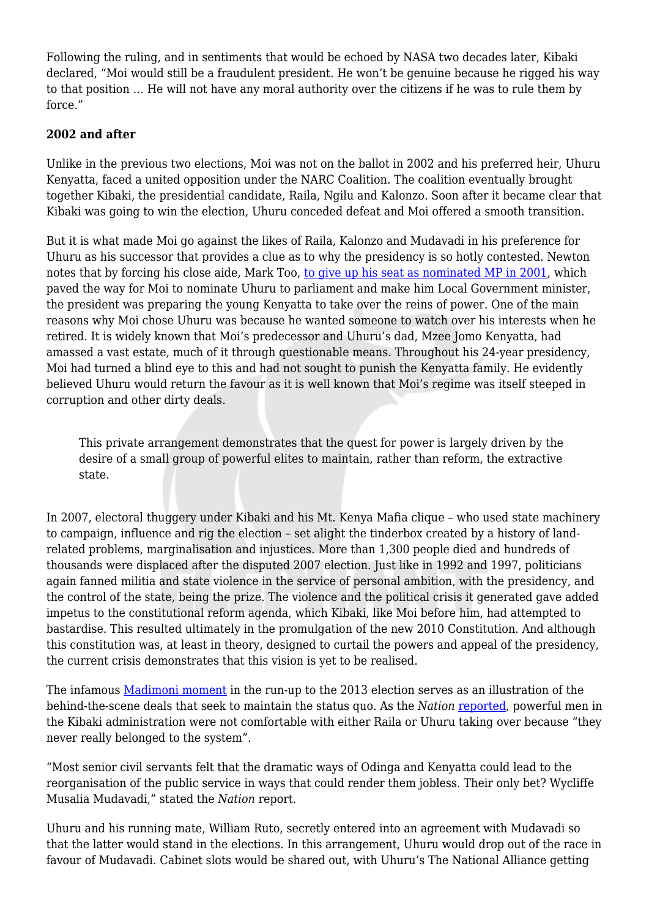Following the ruling, and in sentiments that would be echoed by NASA two decades later, Kibaki declared, "Moi would still be a fraudulent president. He won't be genuine because he rigged his way to that position … He will not have any moral authority over the citizens if he was to rule them by force."

**2002 and after**

Unlike in the previous two elections, Moi was not on the ballot in 2002 and his preferred heir, Uhuru Kenyatta, faced a united opposition under the NARC Coalition. The coalition eventually brought together Kibaki, the presidential candidate, Raila, Ngilu and Kalonzo. Soon after it became clear that Kibaki was going to win the election, Uhuru conceded defeat and Moi offered a smooth transition.

But it is what made Moi go against the likes of Raila, Kalonzo and Mudavadi in his preference for Uhuru as his successor that provides a clue as to why the presidency is so hotly contested. Newton notes that by forcing his close aide, Mark Too, to give up his seat as nominated MP in 2001, which paved the way for Moi to nominate Uhuru to parliament and make him Local Government minister, the president was preparing the young Kenyatta to take over the reins of power. One of the main reasons why Moi chose Uhuru was because he wanted someone to watch over his interests when he retired. It is widely known that Moi's predecessor and Uhuru's dad, Mzee Jomo Kenyatta, had amassed a vast estate, much of it through questionable means. Throughout his 24-year presidency, Moi had turned a blind eye to this and had not sought to punish the Kenyatta family. He evidently believed Uhuru would return the favour as it is well known that Moi's regime was itself steeped in corruption and other dirty deals.

> This private arrangement demonstrates that the quest for power is largely driven by the desire of a small group of powerful elites to maintain, rather than reform, the extractive state.

In 2007, electoral thuggery under Kibaki and his Mt. Kenya Mafia clique – who used state machinery to campaign, influence and rig the election – set alight the tinderbox created by a history of land-related problems, marginalisation and injustices. More than 1,300 people died and hundreds of thousands were displaced after the disputed 2007 election. Just like in 1992 and 1997, politicians again fanned militia and state violence in the service of personal ambition, with the presidency, and the control of the state, being the prize. The violence and the political crisis it generated gave added impetus to the constitutional reform agenda, which Kibaki, like Moi before him, had attempted to bastardise. This resulted ultimately in the promulgation of the new 2010 Constitution. And although this constitution was, at least in theory, designed to curtail the powers and appeal of the presidency, the current crisis demonstrates that this vision is yet to be realised.

The infamous Madimoni moment in the run-up to the 2013 election serves as an illustration of the behind-the-scene deals that seek to maintain the status quo. As the *Nation* reported, powerful men in the Kibaki administration were not comfortable with either Raila or Uhuru taking over because "they never really belonged to the system".

"Most senior civil servants felt that the dramatic ways of Odinga and Kenyatta could lead to the reorganisation of the public service in ways that could render them jobless. Their only bet? Wycliffe Musalia Mudavadi," stated the *Nation* report.

Uhuru and his running mate, William Ruto, secretly entered into an agreement with Mudavadi so that the latter would stand in the elections. In this arrangement, Uhuru would drop out of the race in favour of Mudavadi. Cabinet slots would be shared out, with Uhuru's The National Alliance getting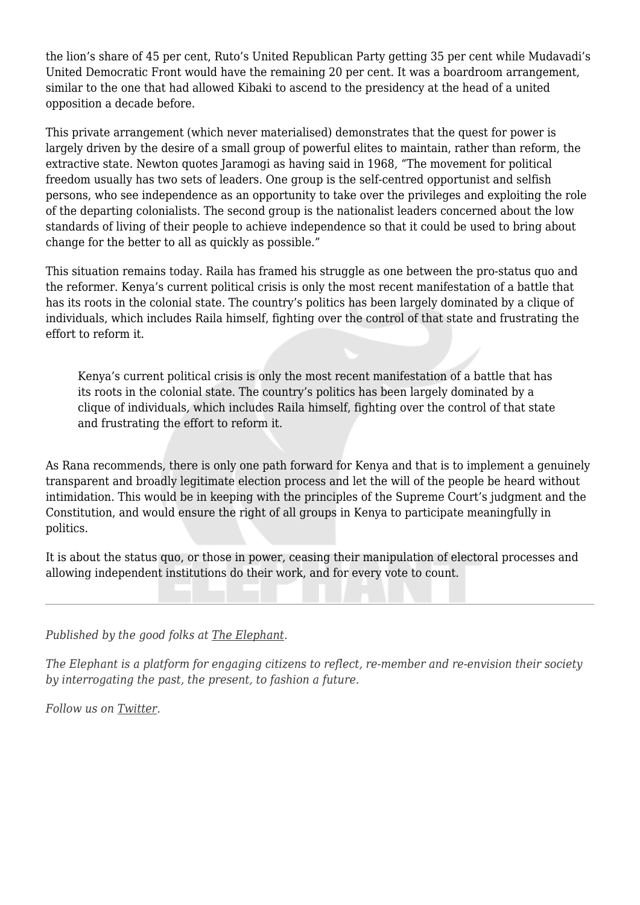the lion's share of 45 per cent, Ruto's United Republican Party getting 35 per cent while Mudavadi's United Democratic Front would have the remaining 20 per cent. It was a boardroom arrangement, similar to the one that had allowed Kibaki to ascend to the presidency at the head of a united opposition a decade before.

This private arrangement (which never materialised) demonstrates that the quest for power is largely driven by the desire of a small group of powerful elites to maintain, rather than reform, the extractive state. Newton quotes Jaramogi as having said in 1968, "The movement for political freedom usually has two sets of leaders. One group is the self-centred opportunist and selfish persons, who see independence as an opportunity to take over the privileges and exploiting the role of the departing colonialists. The second group is the nationalist leaders concerned about the low standards of living of their people to achieve independence so that it could be used to bring about change for the better to all as quickly as possible."

This situation remains today. Raila has framed his struggle as one between the pro-status quo and the reformer. Kenya's current political crisis is only the most recent manifestation of a battle that has its roots in the colonial state. The country's politics has been largely dominated by a clique of individuals, which includes Raila himself, fighting over the control of that state and frustrating the effort to reform it.

> Kenya's current political crisis is only the most recent manifestation of a battle that has its roots in the colonial state. The country's politics has been largely dominated by a clique of individuals, which includes Raila himself, fighting over the control of that state and frustrating the effort to reform it.

As Rana recommends, there is only one path forward for Kenya and that is to implement a genuinely transparent and broadly legitimate election process and let the will of the people be heard without intimidation. This would be in keeping with the principles of the Supreme Court's judgment and the Constitution, and would ensure the right of all groups in Kenya to participate meaningfully in politics.

It is about the status quo, or those in power, ceasing their manipulation of electoral processes and allowing independent institutions do their work, and for every vote to count.

---

*Published by the good folks at The Elephant.*

*The Elephant is a platform for engaging citizens to reflect, re-member and re-envision their society by interrogating the past, the present, to fashion a future.*

*Follow us on Twitter.*